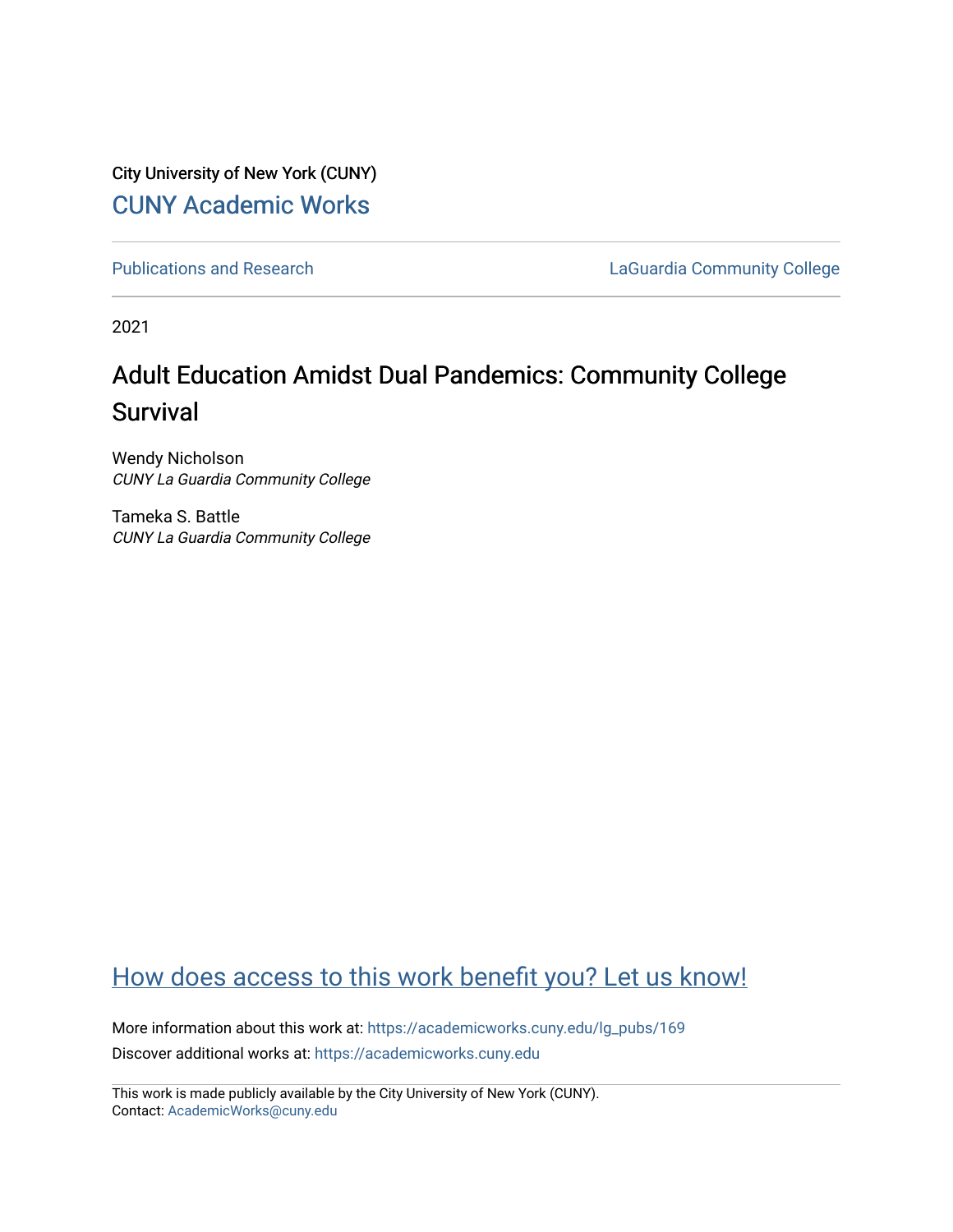City University of New York (CUNY)

CUNY Academic Works

Publications and Research

LaGuardia Community College

2021

# Adult Education Amidst Dual Pandemics: Community College Survival

Wendy Nicholson
*CUNY La Guardia Community College*

Tameka S. Battle
*CUNY La Guardia Community College*

How does access to this work benefit you? Let us know!

More information about this work at: https://academicworks.cuny.edu/lg_pubs/169

Discover additional works at: https://academicworks.cuny.edu

This work is made publicly available by the City University of New York (CUNY).
Contact: AcademicWorks@cuny.edu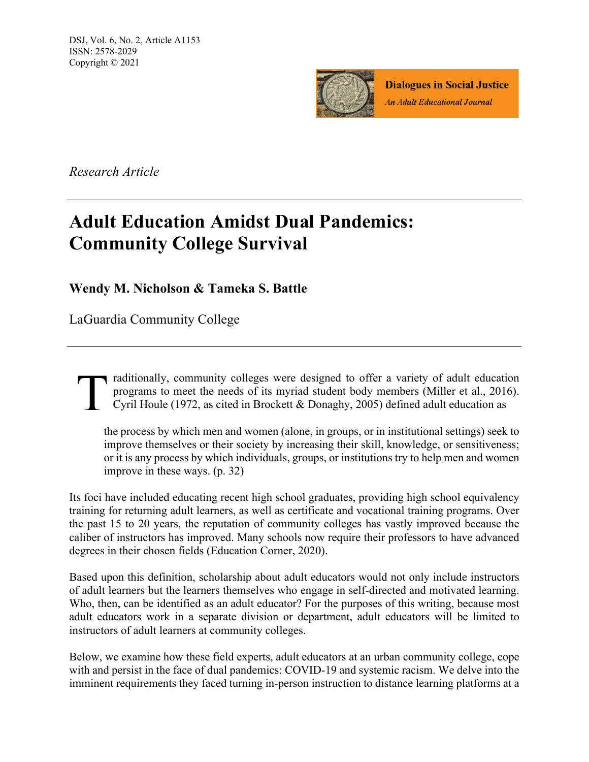*Research Article*

# Adult Education Amidst Dual Pandemics: Community College Survival

**Wendy M. Nicholson & Tameka S. Battle**

LaGuardia Community College

Traditionally, community colleges were designed to offer a variety of adult education programs to meet the needs of its myriad student body members (Miller et al., 2016). Cyril Houle (1972, as cited in Brockett & Donaghy, 2005) defined adult education as

> the process by which men and women (alone, in groups, or in institutional settings) seek to improve themselves or their society by increasing their skill, knowledge, or sensitiveness; or it is any process by which individuals, groups, or institutions try to help men and women improve in these ways. (p. 32)

Its foci have included educating recent high school graduates, providing high school equivalency training for returning adult learners, as well as certificate and vocational training programs. Over the past 15 to 20 years, the reputation of community colleges has vastly improved because the caliber of instructors has improved. Many schools now require their professors to have advanced degrees in their chosen fields (Education Corner, 2020).

Based upon this definition, scholarship about adult educators would not only include instructors of adult learners but the learners themselves who engage in self-directed and motivated learning. Who, then, can be identified as an adult educator? For the purposes of this writing, because most adult educators work in a separate division or department, adult educators will be limited to instructors of adult learners at community colleges.

Below, we examine how these field experts, adult educators at an urban community college, cope with and persist in the face of dual pandemics: COVID-19 and systemic racism. We delve into the imminent requirements they faced turning in-person instruction to distance learning platforms at a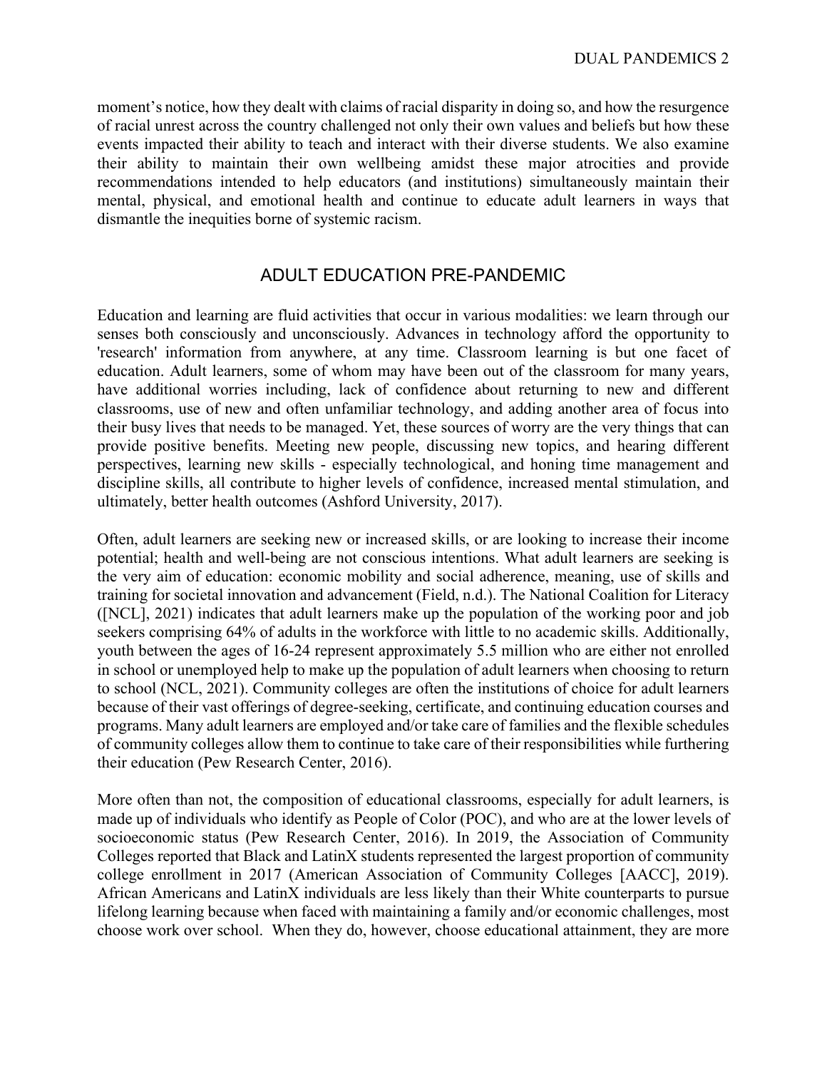moment's notice, how they dealt with claims of racial disparity in doing so, and how the resurgence of racial unrest across the country challenged not only their own values and beliefs but how these events impacted their ability to teach and interact with their diverse students. We also examine their ability to maintain their own wellbeing amidst these major atrocities and provide recommendations intended to help educators (and institutions) simultaneously maintain their mental, physical, and emotional health and continue to educate adult learners in ways that dismantle the inequities borne of systemic racism.

## ADULT EDUCATION PRE-PANDEMIC

Education and learning are fluid activities that occur in various modalities: we learn through our senses both consciously and unconsciously. Advances in technology afford the opportunity to 'research' information from anywhere, at any time. Classroom learning is but one facet of education. Adult learners, some of whom may have been out of the classroom for many years, have additional worries including, lack of confidence about returning to new and different classrooms, use of new and often unfamiliar technology, and adding another area of focus into their busy lives that needs to be managed. Yet, these sources of worry are the very things that can provide positive benefits. Meeting new people, discussing new topics, and hearing different perspectives, learning new skills - especially technological, and honing time management and discipline skills, all contribute to higher levels of confidence, increased mental stimulation, and ultimately, better health outcomes (Ashford University, 2017).

Often, adult learners are seeking new or increased skills, or are looking to increase their income potential; health and well-being are not conscious intentions. What adult learners are seeking is the very aim of education: economic mobility and social adherence, meaning, use of skills and training for societal innovation and advancement (Field, n.d.). The National Coalition for Literacy ([NCL], 2021) indicates that adult learners make up the population of the working poor and job seekers comprising 64% of adults in the workforce with little to no academic skills. Additionally, youth between the ages of 16-24 represent approximately 5.5 million who are either not enrolled in school or unemployed help to make up the population of adult learners when choosing to return to school (NCL, 2021). Community colleges are often the institutions of choice for adult learners because of their vast offerings of degree-seeking, certificate, and continuing education courses and programs. Many adult learners are employed and/or take care of families and the flexible schedules of community colleges allow them to continue to take care of their responsibilities while furthering their education (Pew Research Center, 2016).

More often than not, the composition of educational classrooms, especially for adult learners, is made up of individuals who identify as People of Color (POC), and who are at the lower levels of socioeconomic status (Pew Research Center, 2016). In 2019, the Association of Community Colleges reported that Black and LatinX students represented the largest proportion of community college enrollment in 2017 (American Association of Community Colleges [AACC], 2019). African Americans and LatinX individuals are less likely than their White counterparts to pursue lifelong learning because when faced with maintaining a family and/or economic challenges, most choose work over school. When they do, however, choose educational attainment, they are more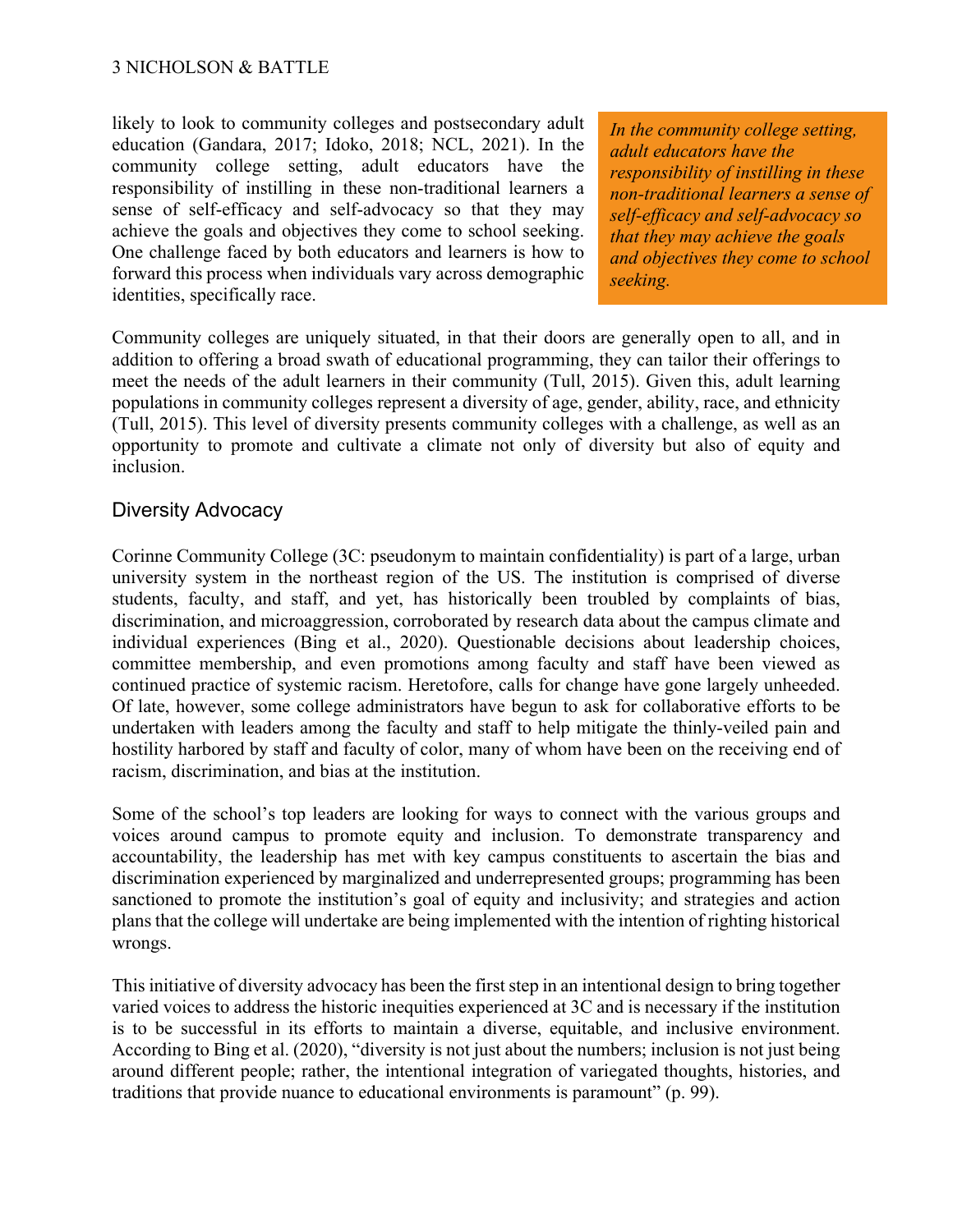likely to look to community colleges and postsecondary adult education (Gandara, 2017; Idoko, 2018; NCL, 2021). In the community college setting, adult educators have the responsibility of instilling in these non-traditional learners a sense of self-efficacy and self-advocacy so that they may achieve the goals and objectives they come to school seeking. One challenge faced by both educators and learners is how to forward this process when individuals vary across demographic identities, specifically race.

*In the community college setting, adult educators have the responsibility of instilling in these non-traditional learners a sense of self-efficacy and self-advocacy so that they may achieve the goals and objectives they come to school seeking.*

Community colleges are uniquely situated, in that their doors are generally open to all, and in addition to offering a broad swath of educational programming, they can tailor their offerings to meet the needs of the adult learners in their community (Tull, 2015). Given this, adult learning populations in community colleges represent a diversity of age, gender, ability, race, and ethnicity (Tull, 2015). This level of diversity presents community colleges with a challenge, as well as an opportunity to promote and cultivate a climate not only of diversity but also of equity and inclusion.

## Diversity Advocacy

Corinne Community College (3C: pseudonym to maintain confidentiality) is part of a large, urban university system in the northeast region of the US. The institution is comprised of diverse students, faculty, and staff, and yet, has historically been troubled by complaints of bias, discrimination, and microaggression, corroborated by research data about the campus climate and individual experiences (Bing et al., 2020). Questionable decisions about leadership choices, committee membership, and even promotions among faculty and staff have been viewed as continued practice of systemic racism. Heretofore, calls for change have gone largely unheeded. Of late, however, some college administrators have begun to ask for collaborative efforts to be undertaken with leaders among the faculty and staff to help mitigate the thinly-veiled pain and hostility harbored by staff and faculty of color, many of whom have been on the receiving end of racism, discrimination, and bias at the institution.

Some of the school's top leaders are looking for ways to connect with the various groups and voices around campus to promote equity and inclusion. To demonstrate transparency and accountability, the leadership has met with key campus constituents to ascertain the bias and discrimination experienced by marginalized and underrepresented groups; programming has been sanctioned to promote the institution's goal of equity and inclusivity; and strategies and action plans that the college will undertake are being implemented with the intention of righting historical wrongs.

This initiative of diversity advocacy has been the first step in an intentional design to bring together varied voices to address the historic inequities experienced at 3C and is necessary if the institution is to be successful in its efforts to maintain a diverse, equitable, and inclusive environment. According to Bing et al. (2020), "diversity is not just about the numbers; inclusion is not just being around different people; rather, the intentional integration of variegated thoughts, histories, and traditions that provide nuance to educational environments is paramount" (p. 99).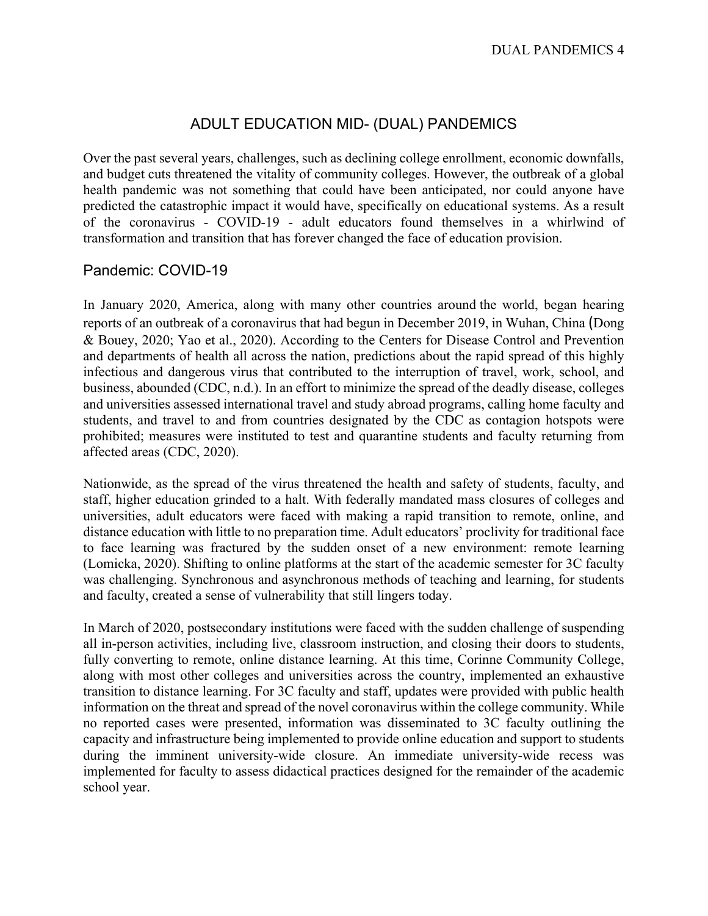# ADULT EDUCATION MID- (DUAL) PANDEMICS

Over the past several years, challenges, such as declining college enrollment, economic downfalls, and budget cuts threatened the vitality of community colleges. However, the outbreak of a global health pandemic was not something that could have been anticipated, nor could anyone have predicted the catastrophic impact it would have, specifically on educational systems. As a result of the coronavirus - COVID-19 - adult educators found themselves in a whirlwind of transformation and transition that has forever changed the face of education provision.

## Pandemic: COVID-19

In January 2020, America, along with many other countries around the world, began hearing reports of an outbreak of a coronavirus that had begun in December 2019, in Wuhan, China (Dong & Bouey, 2020; Yao et al., 2020). According to the Centers for Disease Control and Prevention and departments of health all across the nation, predictions about the rapid spread of this highly infectious and dangerous virus that contributed to the interruption of travel, work, school, and business, abounded (CDC, n.d.). In an effort to minimize the spread of the deadly disease, colleges and universities assessed international travel and study abroad programs, calling home faculty and students, and travel to and from countries designated by the CDC as contagion hotspots were prohibited; measures were instituted to test and quarantine students and faculty returning from affected areas (CDC, 2020).

Nationwide, as the spread of the virus threatened the health and safety of students, faculty, and staff, higher education grinded to a halt. With federally mandated mass closures of colleges and universities, adult educators were faced with making a rapid transition to remote, online, and distance education with little to no preparation time. Adult educators' proclivity for traditional face to face learning was fractured by the sudden onset of a new environment: remote learning (Lomicka, 2020). Shifting to online platforms at the start of the academic semester for 3C faculty was challenging. Synchronous and asynchronous methods of teaching and learning, for students and faculty, created a sense of vulnerability that still lingers today.

In March of 2020, postsecondary institutions were faced with the sudden challenge of suspending all in-person activities, including live, classroom instruction, and closing their doors to students, fully converting to remote, online distance learning. At this time, Corinne Community College, along with most other colleges and universities across the country, implemented an exhaustive transition to distance learning. For 3C faculty and staff, updates were provided with public health information on the threat and spread of the novel coronavirus within the college community. While no reported cases were presented, information was disseminated to 3C faculty outlining the capacity and infrastructure being implemented to provide online education and support to students during the imminent university-wide closure. An immediate university-wide recess was implemented for faculty to assess didactical practices designed for the remainder of the academic school year.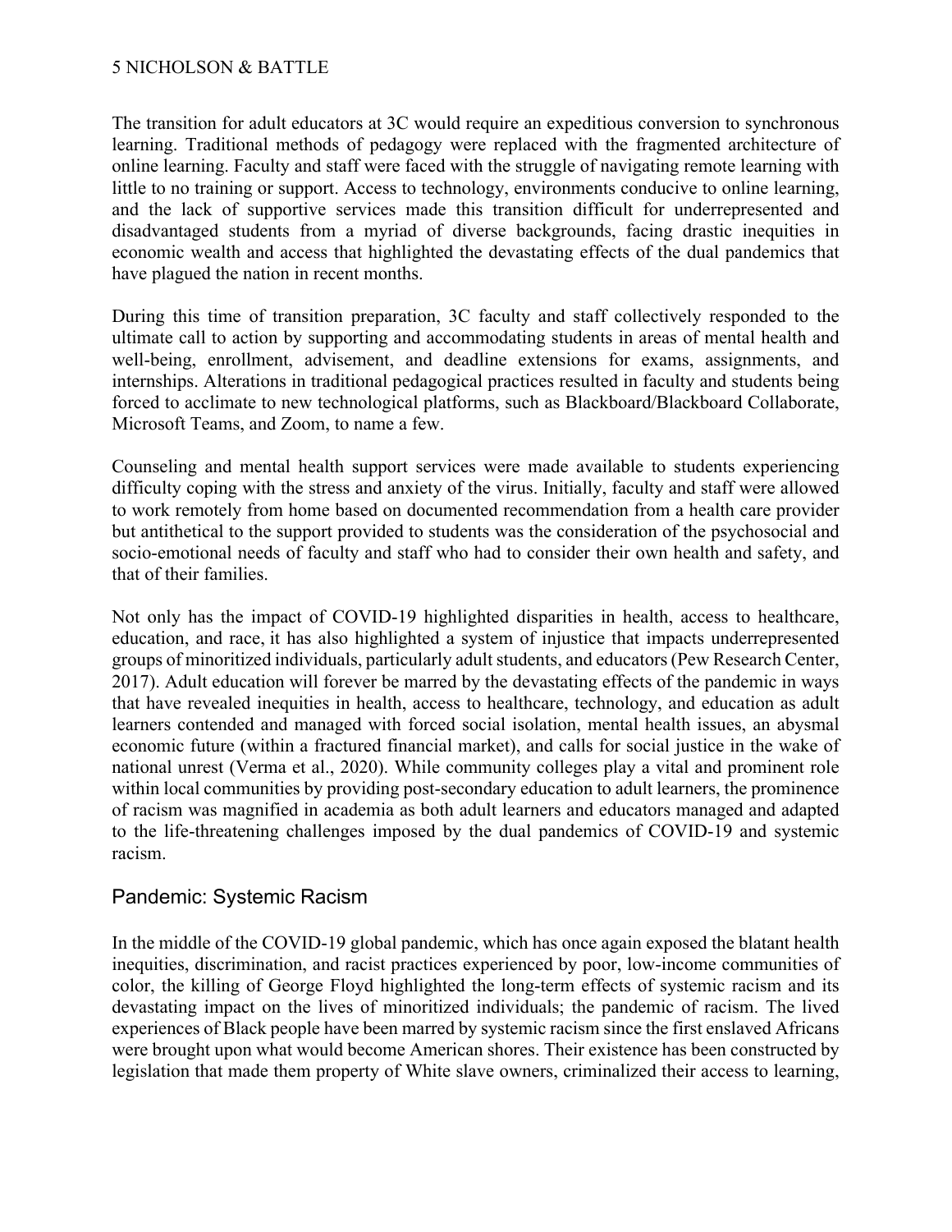The transition for adult educators at 3C would require an expeditious conversion to synchronous learning. Traditional methods of pedagogy were replaced with the fragmented architecture of online learning. Faculty and staff were faced with the struggle of navigating remote learning with little to no training or support. Access to technology, environments conducive to online learning, and the lack of supportive services made this transition difficult for underrepresented and disadvantaged students from a myriad of diverse backgrounds, facing drastic inequities in economic wealth and access that highlighted the devastating effects of the dual pandemics that have plagued the nation in recent months.

During this time of transition preparation, 3C faculty and staff collectively responded to the ultimate call to action by supporting and accommodating students in areas of mental health and well-being, enrollment, advisement, and deadline extensions for exams, assignments, and internships. Alterations in traditional pedagogical practices resulted in faculty and students being forced to acclimate to new technological platforms, such as Blackboard/Blackboard Collaborate, Microsoft Teams, and Zoom, to name a few.

Counseling and mental health support services were made available to students experiencing difficulty coping with the stress and anxiety of the virus. Initially, faculty and staff were allowed to work remotely from home based on documented recommendation from a health care provider but antithetical to the support provided to students was the consideration of the psychosocial and socio-emotional needs of faculty and staff who had to consider their own health and safety, and that of their families.

Not only has the impact of COVID-19 highlighted disparities in health, access to healthcare, education, and race, it has also highlighted a system of injustice that impacts underrepresented groups of minoritized individuals, particularly adult students, and educators (Pew Research Center, 2017). Adult education will forever be marred by the devastating effects of the pandemic in ways that have revealed inequities in health, access to healthcare, technology, and education as adult learners contended and managed with forced social isolation, mental health issues, an abysmal economic future (within a fractured financial market), and calls for social justice in the wake of national unrest (Verma et al., 2020). While community colleges play a vital and prominent role within local communities by providing post-secondary education to adult learners, the prominence of racism was magnified in academia as both adult learners and educators managed and adapted to the life-threatening challenges imposed by the dual pandemics of COVID-19 and systemic racism.

## Pandemic: Systemic Racism

In the middle of the COVID-19 global pandemic, which has once again exposed the blatant health inequities, discrimination, and racist practices experienced by poor, low-income communities of color, the killing of George Floyd highlighted the long-term effects of systemic racism and its devastating impact on the lives of minoritized individuals; the pandemic of racism. The lived experiences of Black people have been marred by systemic racism since the first enslaved Africans were brought upon what would become American shores. Their existence has been constructed by legislation that made them property of White slave owners, criminalized their access to learning,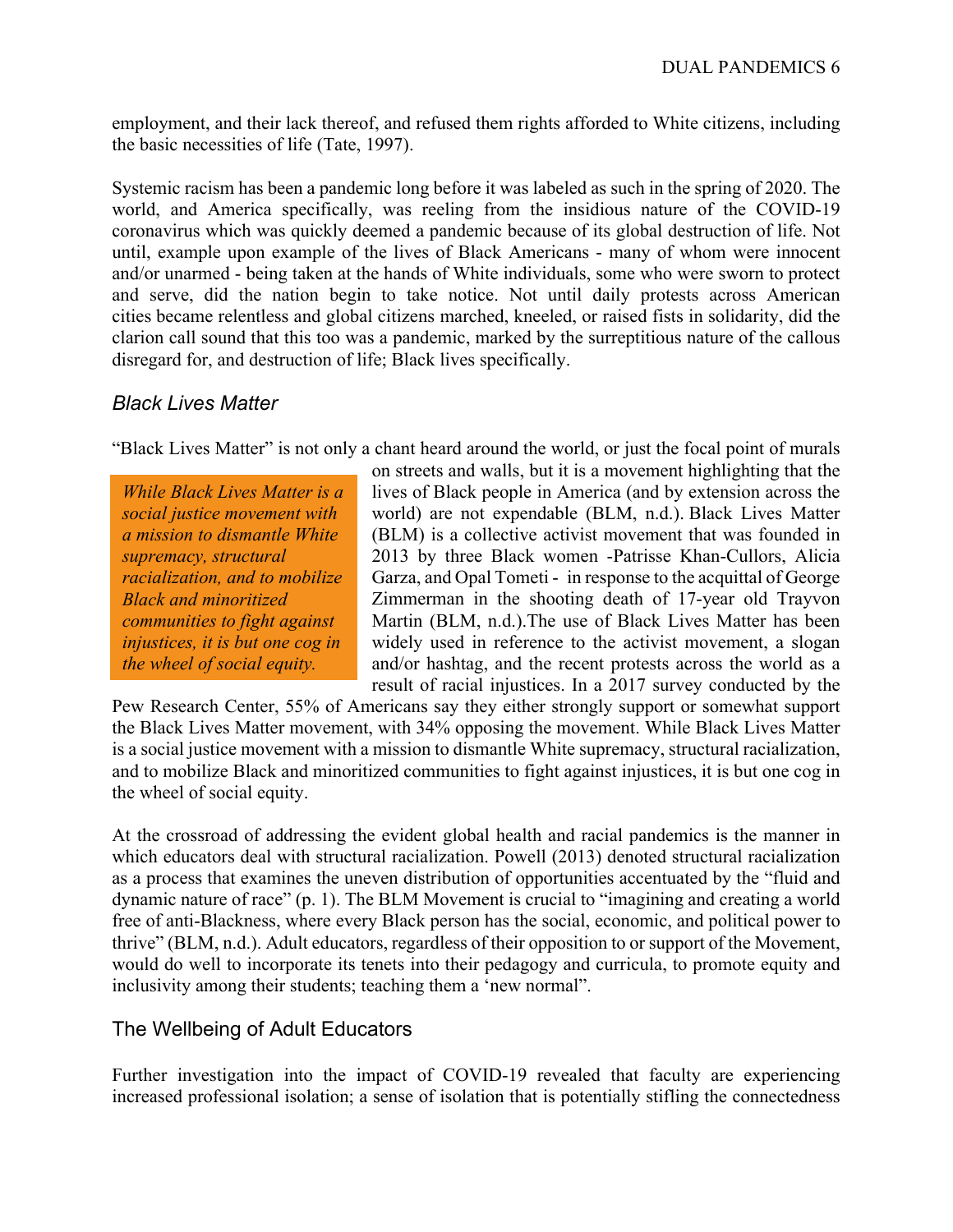employment, and their lack thereof, and refused them rights afforded to White citizens, including the basic necessities of life (Tate, 1997).

Systemic racism has been a pandemic long before it was labeled as such in the spring of 2020. The world, and America specifically, was reeling from the insidious nature of the COVID-19 coronavirus which was quickly deemed a pandemic because of its global destruction of life. Not until, example upon example of the lives of Black Americans - many of whom were innocent and/or unarmed - being taken at the hands of White individuals, some who were sworn to protect and serve, did the nation begin to take notice. Not until daily protests across American cities became relentless and global citizens marched, kneeled, or raised fists in solidarity, did the clarion call sound that this too was a pandemic, marked by the surreptitious nature of the callous disregard for, and destruction of life; Black lives specifically.

### *Black Lives Matter*

> *While Black Lives Matter is a social justice movement with a mission to dismantle White supremacy, structural racialization, and to mobilize Black and minoritized communities to fight against injustices, it is but one cog in the wheel of social equity.*

"Black Lives Matter" is not only a chant heard around the world, or just the focal point of murals on streets and walls, but it is a movement highlighting that the lives of Black people in America (and by extension across the world) are not expendable (BLM, n.d.). Black Lives Matter (BLM) is a collective activist movement that was founded in 2013 by three Black women -Patrisse Khan-Cullors, Alicia Garza, and Opal Tometi - in response to the acquittal of George Zimmerman in the shooting death of 17-year old Trayvon Martin (BLM, n.d.).The use of Black Lives Matter has been widely used in reference to the activist movement, a slogan and/or hashtag, and the recent protests across the world as a result of racial injustices. In a 2017 survey conducted by the Pew Research Center, 55% of Americans say they either strongly support or somewhat support the Black Lives Matter movement, with 34% opposing the movement. While Black Lives Matter is a social justice movement with a mission to dismantle White supremacy, structural racialization, and to mobilize Black and minoritized communities to fight against injustices, it is but one cog in the wheel of social equity.

At the crossroad of addressing the evident global health and racial pandemics is the manner in which educators deal with structural racialization. Powell (2013) denoted structural racialization as a process that examines the uneven distribution of opportunities accentuated by the "fluid and dynamic nature of race" (p. 1). The BLM Movement is crucial to "imagining and creating a world free of anti-Blackness, where every Black person has the social, economic, and political power to thrive" (BLM, n.d.). Adult educators, regardless of their opposition to or support of the Movement, would do well to incorporate its tenets into their pedagogy and curricula, to promote equity and inclusivity among their students; teaching them a 'new normal".

### The Wellbeing of Adult Educators

Further investigation into the impact of COVID-19 revealed that faculty are experiencing increased professional isolation; a sense of isolation that is potentially stifling the connectedness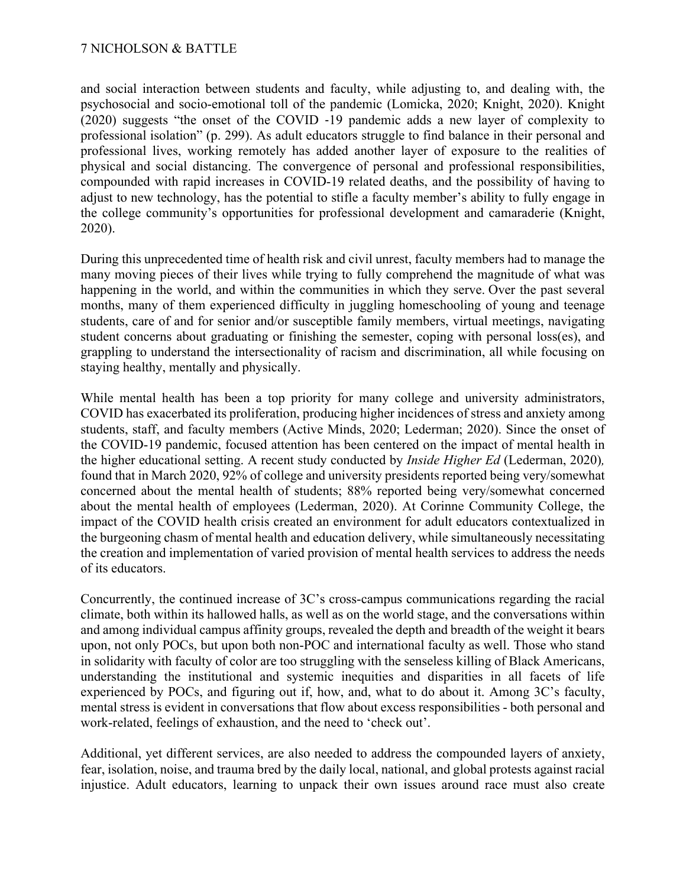and social interaction between students and faculty, while adjusting to, and dealing with, the psychosocial and socio-emotional toll of the pandemic (Lomicka, 2020; Knight, 2020). Knight (2020) suggests "the onset of the COVID -19 pandemic adds a new layer of complexity to professional isolation" (p. 299). As adult educators struggle to find balance in their personal and professional lives, working remotely has added another layer of exposure to the realities of physical and social distancing. The convergence of personal and professional responsibilities, compounded with rapid increases in COVID-19 related deaths, and the possibility of having to adjust to new technology, has the potential to stifle a faculty member's ability to fully engage in the college community's opportunities for professional development and camaraderie (Knight, 2020).

During this unprecedented time of health risk and civil unrest, faculty members had to manage the many moving pieces of their lives while trying to fully comprehend the magnitude of what was happening in the world, and within the communities in which they serve. Over the past several months, many of them experienced difficulty in juggling homeschooling of young and teenage students, care of and for senior and/or susceptible family members, virtual meetings, navigating student concerns about graduating or finishing the semester, coping with personal loss(es), and grappling to understand the intersectionality of racism and discrimination, all while focusing on staying healthy, mentally and physically.

While mental health has been a top priority for many college and university administrators, COVID has exacerbated its proliferation, producing higher incidences of stress and anxiety among students, staff, and faculty members (Active Minds, 2020; Lederman; 2020). Since the onset of the COVID-19 pandemic, focused attention has been centered on the impact of mental health in the higher educational setting. A recent study conducted by *Inside Higher Ed* (Lederman, 2020), found that in March 2020, 92% of college and university presidents reported being very/somewhat concerned about the mental health of students; 88% reported being very/somewhat concerned about the mental health of employees (Lederman, 2020). At Corinne Community College, the impact of the COVID health crisis created an environment for adult educators contextualized in the burgeoning chasm of mental health and education delivery, while simultaneously necessitating the creation and implementation of varied provision of mental health services to address the needs of its educators.

Concurrently, the continued increase of 3C's cross-campus communications regarding the racial climate, both within its hallowed halls, as well as on the world stage, and the conversations within and among individual campus affinity groups, revealed the depth and breadth of the weight it bears upon, not only POCs, but upon both non-POC and international faculty as well. Those who stand in solidarity with faculty of color are too struggling with the senseless killing of Black Americans, understanding the institutional and systemic inequities and disparities in all facets of life experienced by POCs, and figuring out if, how, and, what to do about it. Among 3C's faculty, mental stress is evident in conversations that flow about excess responsibilities - both personal and work-related, feelings of exhaustion, and the need to 'check out'.

Additional, yet different services, are also needed to address the compounded layers of anxiety, fear, isolation, noise, and trauma bred by the daily local, national, and global protests against racial injustice. Adult educators, learning to unpack their own issues around race must also create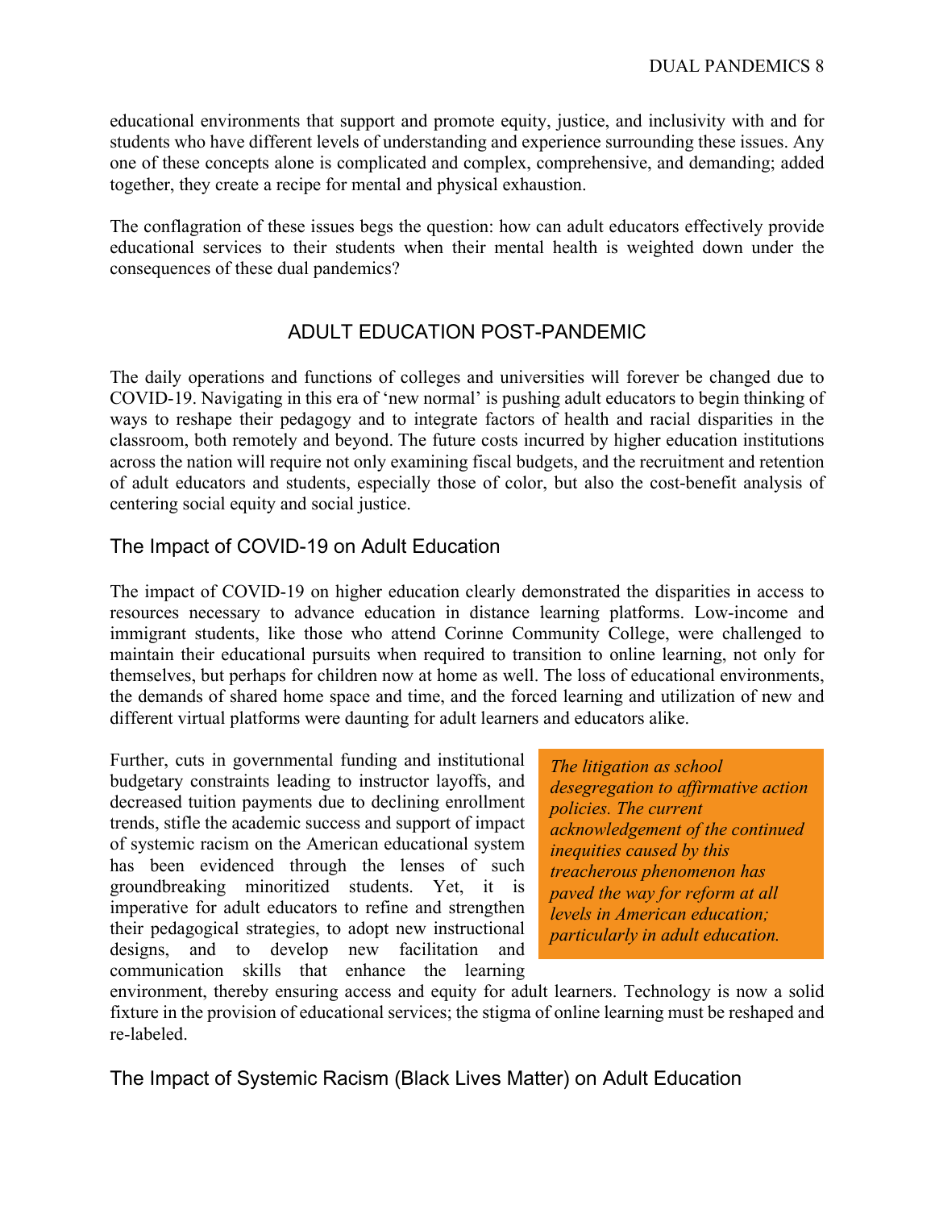educational environments that support and promote equity, justice, and inclusivity with and for students who have different levels of understanding and experience surrounding these issues. Any one of these concepts alone is complicated and complex, comprehensive, and demanding; added together, they create a recipe for mental and physical exhaustion.

The conflagration of these issues begs the question: how can adult educators effectively provide educational services to their students when their mental health is weighted down under the consequences of these dual pandemics?

## ADULT EDUCATION POST-PANDEMIC

The daily operations and functions of colleges and universities will forever be changed due to COVID-19. Navigating in this era of 'new normal' is pushing adult educators to begin thinking of ways to reshape their pedagogy and to integrate factors of health and racial disparities in the classroom, both remotely and beyond. The future costs incurred by higher education institutions across the nation will require not only examining fiscal budgets, and the recruitment and retention of adult educators and students, especially those of color, but also the cost-benefit analysis of centering social equity and social justice.

### The Impact of COVID-19 on Adult Education

The impact of COVID-19 on higher education clearly demonstrated the disparities in access to resources necessary to advance education in distance learning platforms. Low-income and immigrant students, like those who attend Corinne Community College, were challenged to maintain their educational pursuits when required to transition to online learning, not only for themselves, but perhaps for children now at home as well. The loss of educational environments, the demands of shared home space and time, and the forced learning and utilization of new and different virtual platforms were daunting for adult learners and educators alike.

Further, cuts in governmental funding and institutional budgetary constraints leading to instructor layoffs, and decreased tuition payments due to declining enrollment trends, stifle the academic success and support of impact of systemic racism on the American educational system has been evidenced through the lenses of such groundbreaking minoritized students. Yet, it is imperative for adult educators to refine and strengthen their pedagogical strategies, to adopt new instructional designs, and to develop new facilitation and communication skills that enhance the learning environment, thereby ensuring access and equity for adult learners. Technology is now a solid fixture in the provision of educational services; the stigma of online learning must be reshaped and re-labeled.

*The litigation as school desegregation to affirmative action policies. The current acknowledgement of the continued inequities caused by this treacherous phenomenon has paved the way for reform at all levels in American education; particularly in adult education.*

### The Impact of Systemic Racism (Black Lives Matter) on Adult Education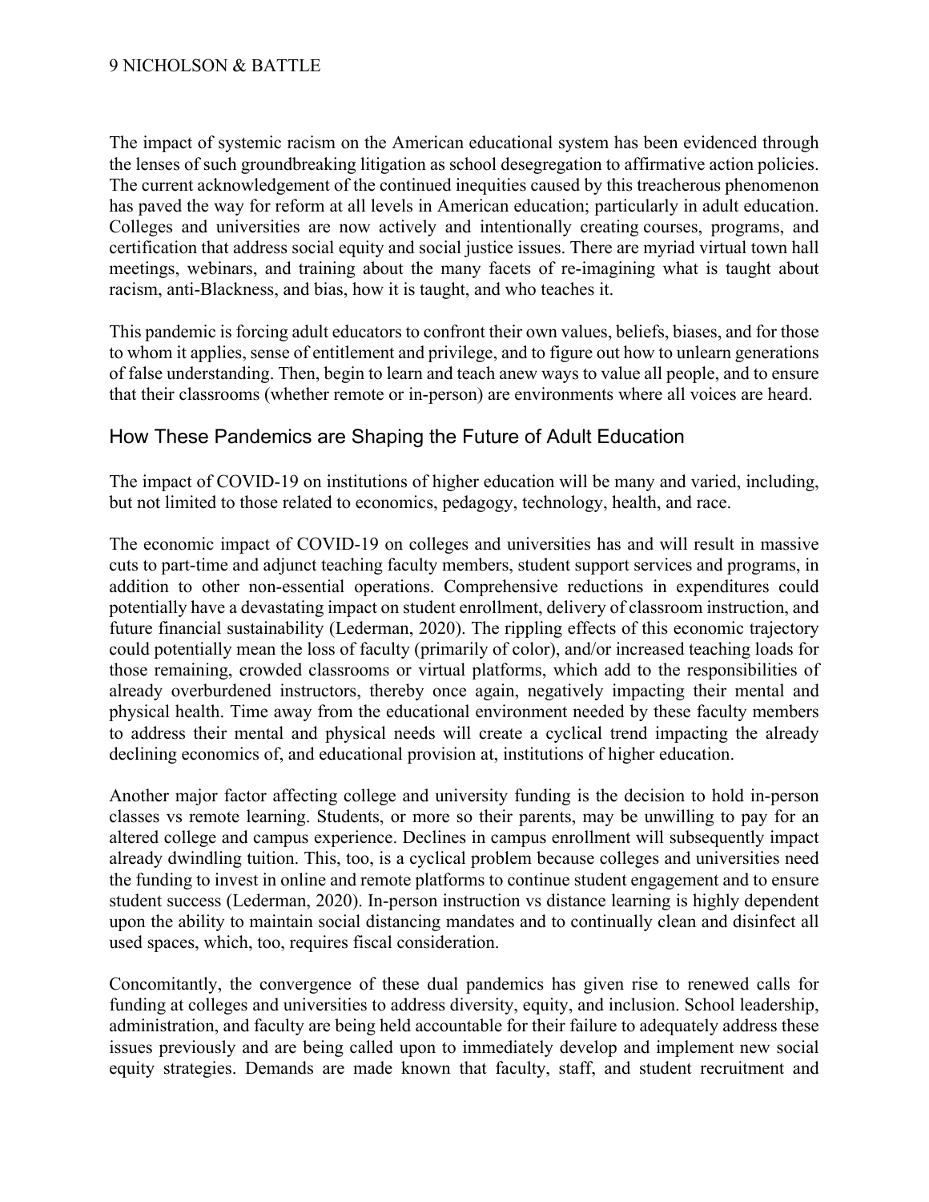The impact of systemic racism on the American educational system has been evidenced through the lenses of such groundbreaking litigation as school desegregation to affirmative action policies. The current acknowledgement of the continued inequities caused by this treacherous phenomenon has paved the way for reform at all levels in American education; particularly in adult education. Colleges and universities are now actively and intentionally creating courses, programs, and certification that address social equity and social justice issues. There are myriad virtual town hall meetings, webinars, and training about the many facets of re-imagining what is taught about racism, anti-Blackness, and bias, how it is taught, and who teaches it.

This pandemic is forcing adult educators to confront their own values, beliefs, biases, and for those to whom it applies, sense of entitlement and privilege, and to figure out how to unlearn generations of false understanding. Then, begin to learn and teach anew ways to value all people, and to ensure that their classrooms (whether remote or in-person) are environments where all voices are heard.

## How These Pandemics are Shaping the Future of Adult Education

The impact of COVID-19 on institutions of higher education will be many and varied, including, but not limited to those related to economics, pedagogy, technology, health, and race.

The economic impact of COVID-19 on colleges and universities has and will result in massive cuts to part-time and adjunct teaching faculty members, student support services and programs, in addition to other non-essential operations. Comprehensive reductions in expenditures could potentially have a devastating impact on student enrollment, delivery of classroom instruction, and future financial sustainability (Lederman, 2020). The rippling effects of this economic trajectory could potentially mean the loss of faculty (primarily of color), and/or increased teaching loads for those remaining, crowded classrooms or virtual platforms, which add to the responsibilities of already overburdened instructors, thereby once again, negatively impacting their mental and physical health. Time away from the educational environment needed by these faculty members to address their mental and physical needs will create a cyclical trend impacting the already declining economics of, and educational provision at, institutions of higher education.

Another major factor affecting college and university funding is the decision to hold in-person classes vs remote learning. Students, or more so their parents, may be unwilling to pay for an altered college and campus experience. Declines in campus enrollment will subsequently impact already dwindling tuition. This, too, is a cyclical problem because colleges and universities need the funding to invest in online and remote platforms to continue student engagement and to ensure student success (Lederman, 2020). In-person instruction vs distance learning is highly dependent upon the ability to maintain social distancing mandates and to continually clean and disinfect all used spaces, which, too, requires fiscal consideration.

Concomitantly, the convergence of these dual pandemics has given rise to renewed calls for funding at colleges and universities to address diversity, equity, and inclusion. School leadership, administration, and faculty are being held accountable for their failure to adequately address these issues previously and are being called upon to immediately develop and implement new social equity strategies. Demands are made known that faculty, staff, and student recruitment and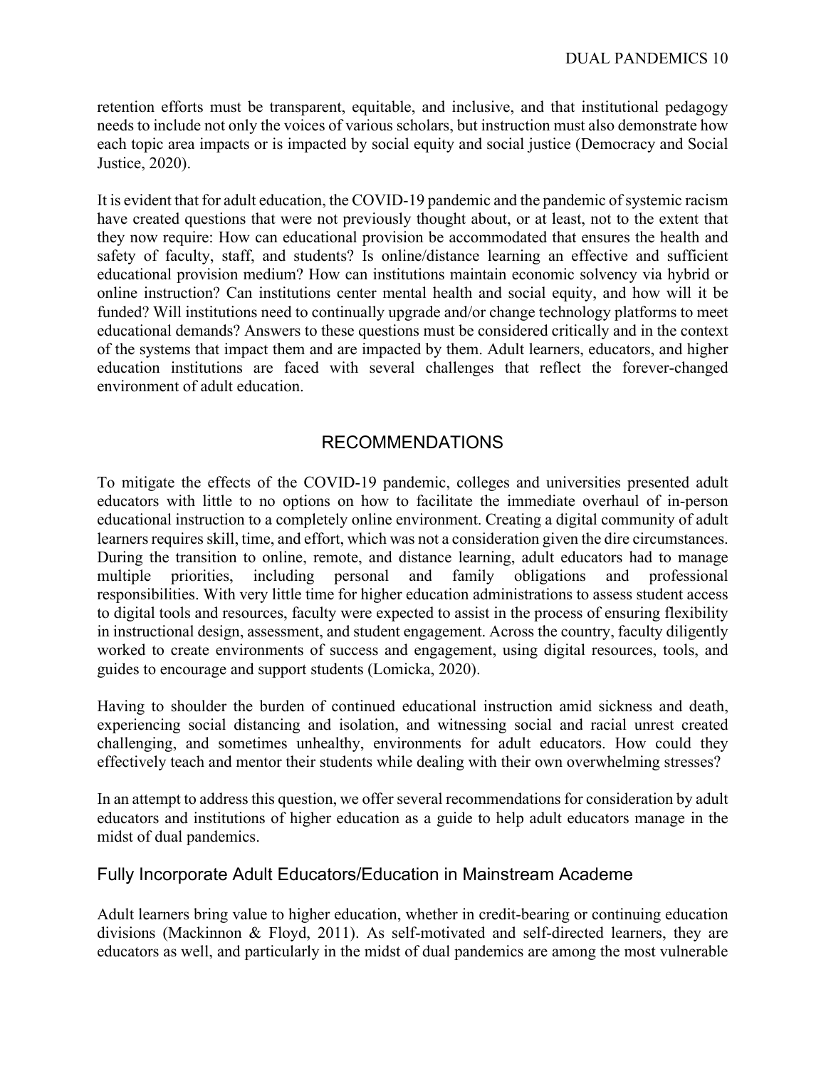retention efforts must be transparent, equitable, and inclusive, and that institutional pedagogy needs to include not only the voices of various scholars, but instruction must also demonstrate how each topic area impacts or is impacted by social equity and social justice (Democracy and Social Justice, 2020).

It is evident that for adult education, the COVID-19 pandemic and the pandemic of systemic racism have created questions that were not previously thought about, or at least, not to the extent that they now require: How can educational provision be accommodated that ensures the health and safety of faculty, staff, and students? Is online/distance learning an effective and sufficient educational provision medium? How can institutions maintain economic solvency via hybrid or online instruction? Can institutions center mental health and social equity, and how will it be funded? Will institutions need to continually upgrade and/or change technology platforms to meet educational demands? Answers to these questions must be considered critically and in the context of the systems that impact them and are impacted by them. Adult learners, educators, and higher education institutions are faced with several challenges that reflect the forever-changed environment of adult education.

## RECOMMENDATIONS

To mitigate the effects of the COVID-19 pandemic, colleges and universities presented adult educators with little to no options on how to facilitate the immediate overhaul of in-person educational instruction to a completely online environment. Creating a digital community of adult learners requires skill, time, and effort, which was not a consideration given the dire circumstances. During the transition to online, remote, and distance learning, adult educators had to manage multiple priorities, including personal and family obligations and professional responsibilities. With very little time for higher education administrations to assess student access to digital tools and resources, faculty were expected to assist in the process of ensuring flexibility in instructional design, assessment, and student engagement. Across the country, faculty diligently worked to create environments of success and engagement, using digital resources, tools, and guides to encourage and support students (Lomicka, 2020).

Having to shoulder the burden of continued educational instruction amid sickness and death, experiencing social distancing and isolation, and witnessing social and racial unrest created challenging, and sometimes unhealthy, environments for adult educators. How could they effectively teach and mentor their students while dealing with their own overwhelming stresses?

In an attempt to address this question, we offer several recommendations for consideration by adult educators and institutions of higher education as a guide to help adult educators manage in the midst of dual pandemics.

### Fully Incorporate Adult Educators/Education in Mainstream Academe

Adult learners bring value to higher education, whether in credit-bearing or continuing education divisions (Mackinnon & Floyd, 2011). As self-motivated and self-directed learners, they are educators as well, and particularly in the midst of dual pandemics are among the most vulnerable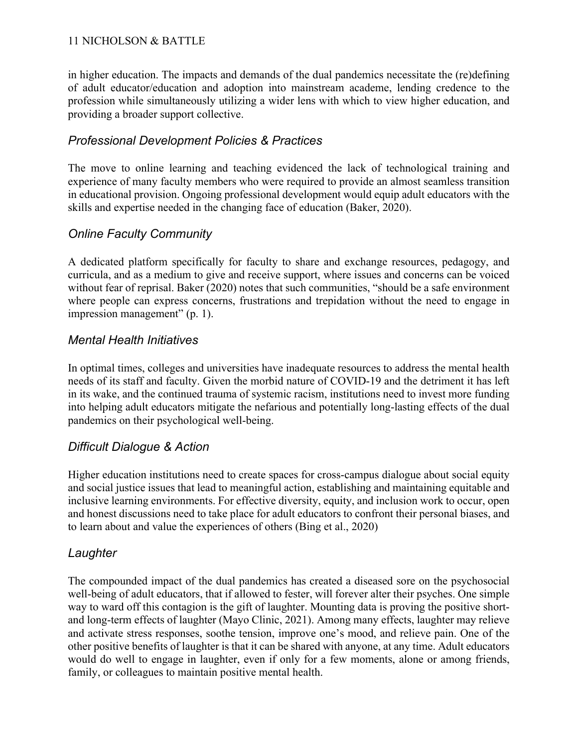in higher education. The impacts and demands of the dual pandemics necessitate the (re)defining of adult educator/education and adoption into mainstream academe, lending credence to the profession while simultaneously utilizing a wider lens with which to view higher education, and providing a broader support collective.

### *Professional Development Policies & Practices*

The move to online learning and teaching evidenced the lack of technological training and experience of many faculty members who were required to provide an almost seamless transition in educational provision. Ongoing professional development would equip adult educators with the skills and expertise needed in the changing face of education (Baker, 2020).

### *Online Faculty Community*

A dedicated platform specifically for faculty to share and exchange resources, pedagogy, and curricula, and as a medium to give and receive support, where issues and concerns can be voiced without fear of reprisal. Baker (2020) notes that such communities, "should be a safe environment where people can express concerns, frustrations and trepidation without the need to engage in impression management" (p. 1).

### *Mental Health Initiatives*

In optimal times, colleges and universities have inadequate resources to address the mental health needs of its staff and faculty. Given the morbid nature of COVID-19 and the detriment it has left in its wake, and the continued trauma of systemic racism, institutions need to invest more funding into helping adult educators mitigate the nefarious and potentially long-lasting effects of the dual pandemics on their psychological well-being.

### *Difficult Dialogue & Action*

Higher education institutions need to create spaces for cross-campus dialogue about social equity and social justice issues that lead to meaningful action, establishing and maintaining equitable and inclusive learning environments. For effective diversity, equity, and inclusion work to occur, open and honest discussions need to take place for adult educators to confront their personal biases, and to learn about and value the experiences of others (Bing et al., 2020)

### *Laughter*

The compounded impact of the dual pandemics has created a diseased sore on the psychosocial well-being of adult educators, that if allowed to fester, will forever alter their psyches. One simple way to ward off this contagion is the gift of laughter. Mounting data is proving the positive short- and long-term effects of laughter (Mayo Clinic, 2021). Among many effects, laughter may relieve and activate stress responses, soothe tension, improve one's mood, and relieve pain. One of the other positive benefits of laughter is that it can be shared with anyone, at any time. Adult educators would do well to engage in laughter, even if only for a few moments, alone or among friends, family, or colleagues to maintain positive mental health.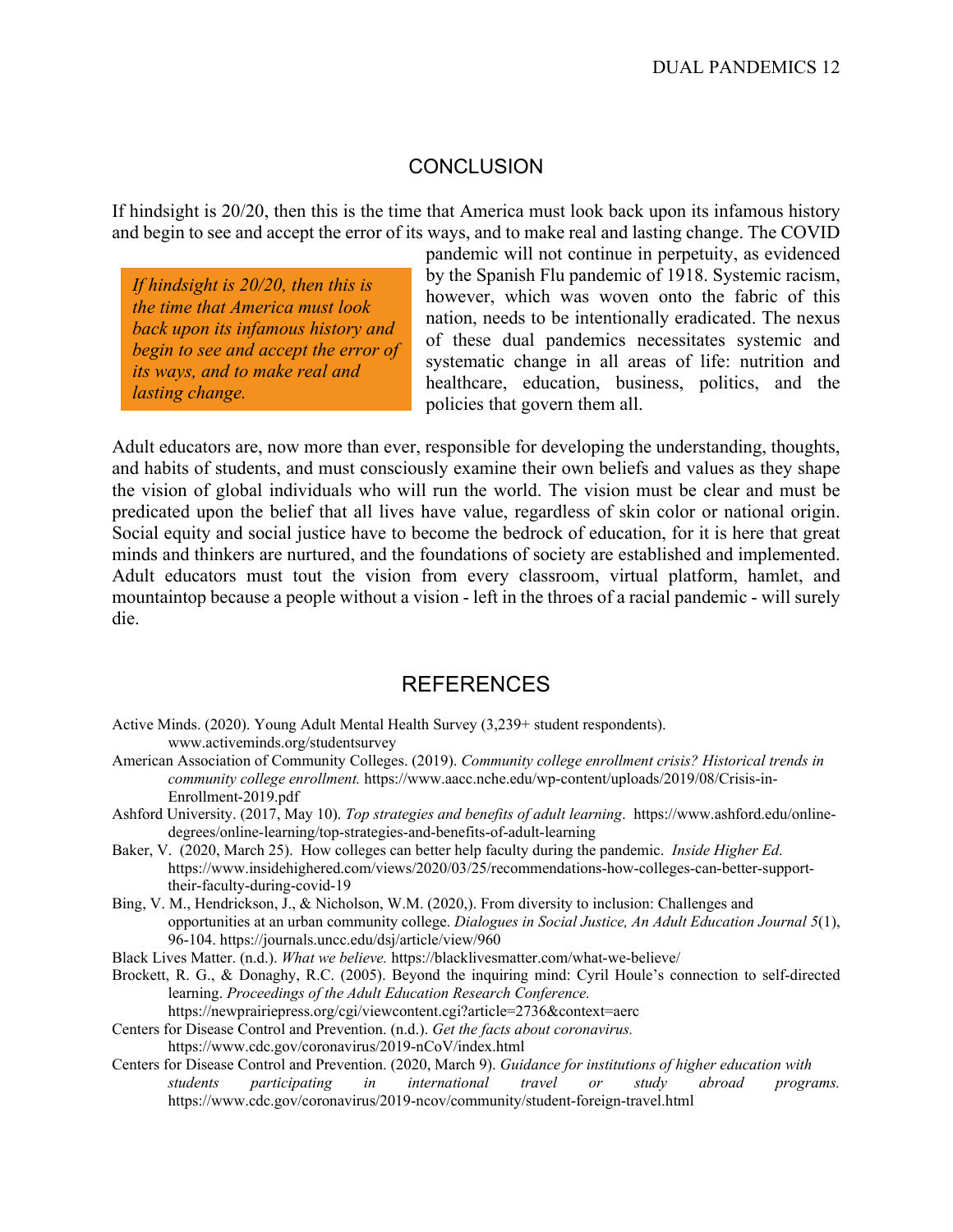## CONCLUSION

If hindsight is 20/20, then this is the time that America must look back upon its infamous history and begin to see and accept the error of its ways, and to make real and lasting change. The COVID pandemic will not continue in perpetuity, as evidenced by the Spanish Flu pandemic of 1918. Systemic racism, however, which was woven onto the fabric of this nation, needs to be intentionally eradicated. The nexus of these dual pandemics necessitates systemic and systematic change in all areas of life: nutrition and healthcare, education, business, politics, and the policies that govern them all.

*If hindsight is 20/20, then this is the time that America must look back upon its infamous history and begin to see and accept the error of its ways, and to make real and lasting change.*

Adult educators are, now more than ever, responsible for developing the understanding, thoughts, and habits of students, and must consciously examine their own beliefs and values as they shape the vision of global individuals who will run the world. The vision must be clear and must be predicated upon the belief that all lives have value, regardless of skin color or national origin. Social equity and social justice have to become the bedrock of education, for it is here that great minds and thinkers are nurtured, and the foundations of society are established and implemented. Adult educators must tout the vision from every classroom, virtual platform, hamlet, and mountaintop because a people without a vision - left in the throes of a racial pandemic - will surely die.

## REFERENCES

Active Minds. (2020). Young Adult Mental Health Survey (3,239+ student respondents). www.activeminds.org/studentsurvey

American Association of Community Colleges. (2019). *Community college enrollment crisis? Historical trends in community college enrollment.* https://www.aacc.nche.edu/wp-content/uploads/2019/08/Crisis-in-Enrollment-2019.pdf

Ashford University. (2017, May 10). *Top strategies and benefits of adult learning*. https://www.ashford.edu/online-degrees/online-learning/top-strategies-and-benefits-of-adult-learning

Baker, V. (2020, March 25). How colleges can better help faculty during the pandemic. *Inside Higher Ed.* https://www.insidehighered.com/views/2020/03/25/recommendations-how-colleges-can-better-support-their-faculty-during-covid-19

Bing, V. M., Hendrickson, J., & Nicholson, W.M. (2020,). From diversity to inclusion: Challenges and opportunities at an urban community college. *Dialogues in Social Justice, An Adult Education Journal 5*(1), 96-104. https://journals.uncc.edu/dsj/article/view/960

Black Lives Matter. (n.d.). *What we believe.* https://blacklivesmatter.com/what-we-believe/

Brockett, R. G., & Donaghy, R.C. (2005). Beyond the inquiring mind: Cyril Houle's connection to self-directed learning. *Proceedings of the Adult Education Research Conference.* https://newprairiepress.org/cgi/viewcontent.cgi?article=2736&context=aerc

Centers for Disease Control and Prevention. (n.d.). *Get the facts about coronavirus.* https://www.cdc.gov/coronavirus/2019-nCoV/index.html

Centers for Disease Control and Prevention. (2020, March 9). *Guidance for institutions of higher education with students participating in international travel or study abroad programs.* https://www.cdc.gov/coronavirus/2019-ncov/community/student-foreign-travel.html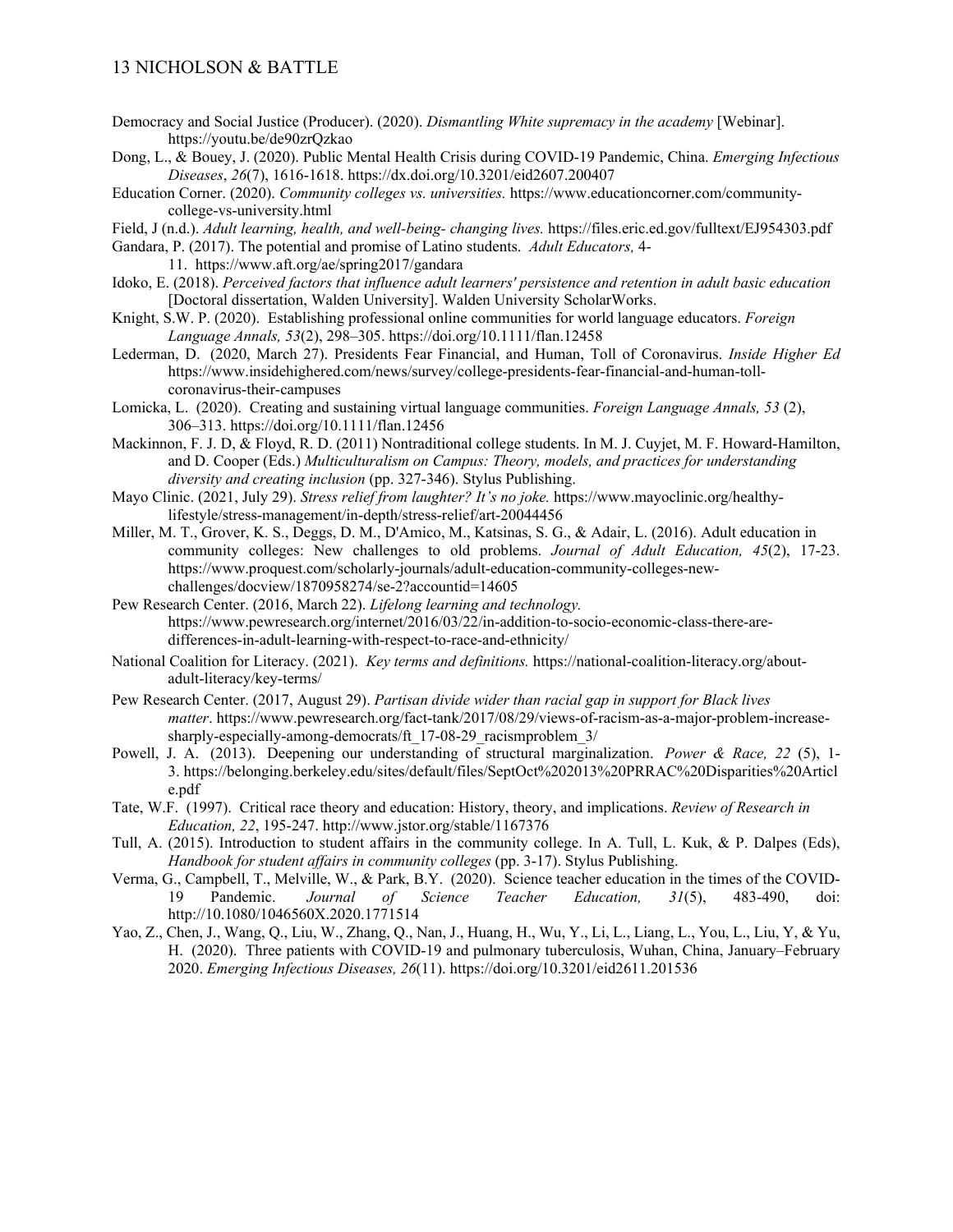Democracy and Social Justice (Producer). (2020). *Dismantling White supremacy in the academy* [Webinar]. https://youtu.be/de90zrQzkao

Dong, L., & Bouey, J. (2020). Public Mental Health Crisis during COVID-19 Pandemic, China. *Emerging Infectious Diseases*, *26*(7), 1616-1618. https://dx.doi.org/10.3201/eid2607.200407

Education Corner. (2020). *Community colleges vs. universities.* https://www.educationcorner.com/community-college-vs-university.html

Field, J (n.d.). *Adult learning, health, and well-being- changing lives.* https://files.eric.ed.gov/fulltext/EJ954303.pdf

Gandara, P. (2017). The potential and promise of Latino students. *Adult Educators,* 4-11. https://www.aft.org/ae/spring2017/gandara

Idoko, E. (2018). *Perceived factors that influence adult learners' persistence and retention in adult basic education* [Doctoral dissertation, Walden University]. Walden University ScholarWorks.

Knight, S.W. P. (2020). Establishing professional online communities for world language educators. *Foreign Language Annals, 53*(2), 298–305. https://doi.org/10.1111/flan.12458

Lederman, D. (2020, March 27). Presidents Fear Financial, and Human, Toll of Coronavirus. *Inside Higher Ed* https://www.insidehighered.com/news/survey/college-presidents-fear-financial-and-human-toll-coronavirus-their-campuses

Lomicka, L. (2020). Creating and sustaining virtual language communities. *Foreign Language Annals, 53* (2), 306–313. https://doi.org/10.1111/flan.12456

Mackinnon, F. J. D, & Floyd, R. D. (2011) Nontraditional college students. In M. J. Cuyjet, M. F. Howard-Hamilton, and D. Cooper (Eds.) *Multiculturalism on Campus: Theory, models, and practices for understanding diversity and creating inclusion* (pp. 327-346). Stylus Publishing.

Mayo Clinic. (2021, July 29). *Stress relief from laughter? It's no joke.* https://www.mayoclinic.org/healthy-lifestyle/stress-management/in-depth/stress-relief/art-20044456

Miller, M. T., Grover, K. S., Deggs, D. M., D'Amico, M., Katsinas, S. G., & Adair, L. (2016). Adult education in community colleges: New challenges to old problems. *Journal of Adult Education, 45*(2), 17-23. https://www.proquest.com/scholarly-journals/adult-education-community-colleges-new-challenges/docview/1870958274/se-2?accountid=14605

Pew Research Center. (2016, March 22). *Lifelong learning and technology.* https://www.pewresearch.org/internet/2016/03/22/in-addition-to-socio-economic-class-there-are-differences-in-adult-learning-with-respect-to-race-and-ethnicity/

National Coalition for Literacy. (2021). *Key terms and definitions.* https://national-coalition-literacy.org/about-adult-literacy/key-terms/

Pew Research Center. (2017, August 29). *Partisan divide wider than racial gap in support for Black lives matter*. https://www.pewresearch.org/fact-tank/2017/08/29/views-of-racism-as-a-major-problem-increase-sharply-especially-among-democrats/ft_17-08-29_racismproblem_3/

Powell, J. A. (2013). Deepening our understanding of structural marginalization. *Power & Race, 22* (5), 1-3. https://belonging.berkeley.edu/sites/default/files/SeptOct%202013%20PRRAC%20Disparities%20Article.pdf

Tate, W.F. (1997). Critical race theory and education: History, theory, and implications. *Review of Research in Education, 22*, 195-247. http://www.jstor.org/stable/1167376

Tull, A. (2015). Introduction to student affairs in the community college. In A. Tull, L. Kuk, & P. Dalpes (Eds), *Handbook for student affairs in community colleges* (pp. 3-17). Stylus Publishing.

Verma, G., Campbell, T., Melville, W., & Park, B.Y. (2020). Science teacher education in the times of the COVID-19 Pandemic. *Journal of Science Teacher Education, 31*(5), 483-490, doi: http://10.1080/1046560X.2020.1771514

Yao, Z., Chen, J., Wang, Q., Liu, W., Zhang, Q., Nan, J., Huang, H., Wu, Y., Li, L., Liang, L., You, L., Liu, Y, & Yu, H. (2020). Three patients with COVID-19 and pulmonary tuberculosis, Wuhan, China, January–February 2020. *Emerging Infectious Diseases, 26*(11). https://doi.org/10.3201/eid2611.201536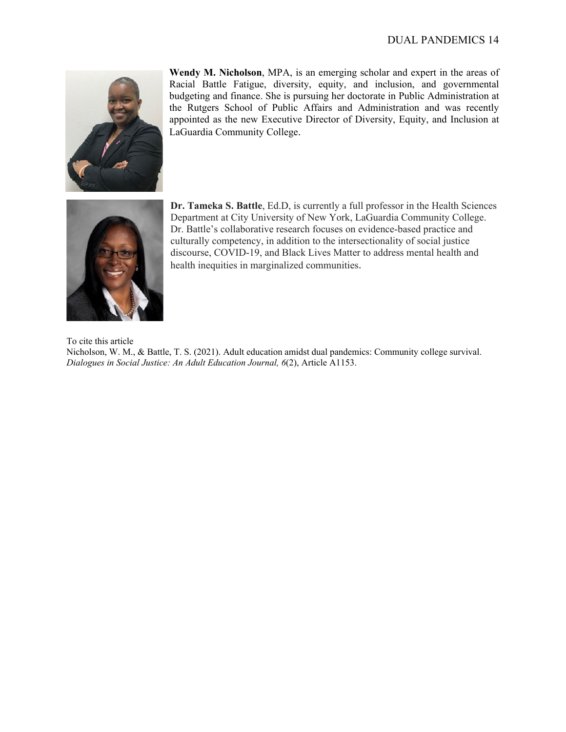**Wendy M. Nicholson**, MPA, is an emerging scholar and expert in the areas of Racial Battle Fatigue, diversity, equity, and inclusion, and governmental budgeting and finance. She is pursuing her doctorate in Public Administration at the Rutgers School of Public Affairs and Administration and was recently appointed as the new Executive Director of Diversity, Equity, and Inclusion at LaGuardia Community College.

**Dr. Tameka S. Battle**, Ed.D, is currently a full professor in the Health Sciences Department at City University of New York, LaGuardia Community College. Dr. Battle's collaborative research focuses on evidence-based practice and culturally competency, in addition to the intersectionality of social justice discourse, COVID-19, and Black Lives Matter to address mental health and health inequities in marginalized communities.

To cite this article
Nicholson, W. M., & Battle, T. S. (2021). Adult education amidst dual pandemics: Community college survival. *Dialogues in Social Justice: An Adult Education Journal, 6*(2), Article A1153.